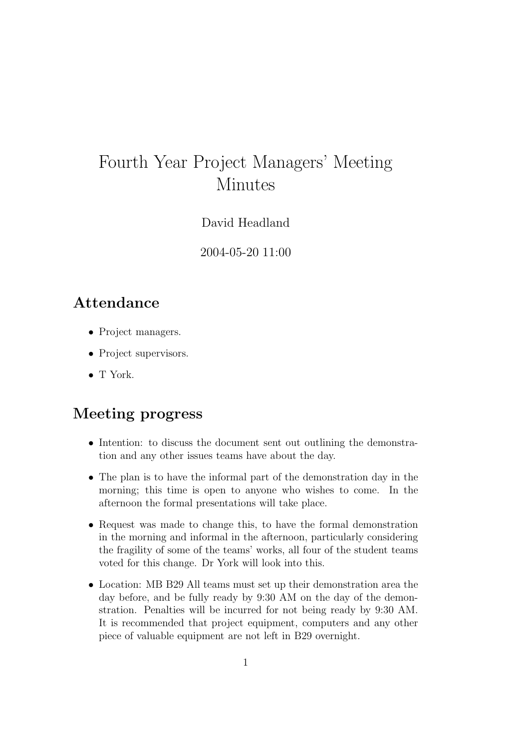# Fourth Year Project Managers' Meeting Minutes

David Headland

2004-05-20 11:00

## Attendance

- Project managers.
- Project supervisors.
- T York.

## Meeting progress

- Intention: to discuss the document sent out outlining the demonstration and any other issues teams have about the day.
- The plan is to have the informal part of the demonstration day in the morning; this time is open to anyone who wishes to come. In the afternoon the formal presentations will take place.
- Request was made to change this, to have the formal demonstration in the morning and informal in the afternoon, particularly considering the fragility of some of the teams' works, all four of the student teams voted for this change. Dr York will look into this.
- Location: MB B29 All teams must set up their demonstration area the day before, and be fully ready by 9:30 AM on the day of the demonstration. Penalties will be incurred for not being ready by 9:30 AM. It is recommended that project equipment, computers and any other piece of valuable equipment are not left in B29 overnight.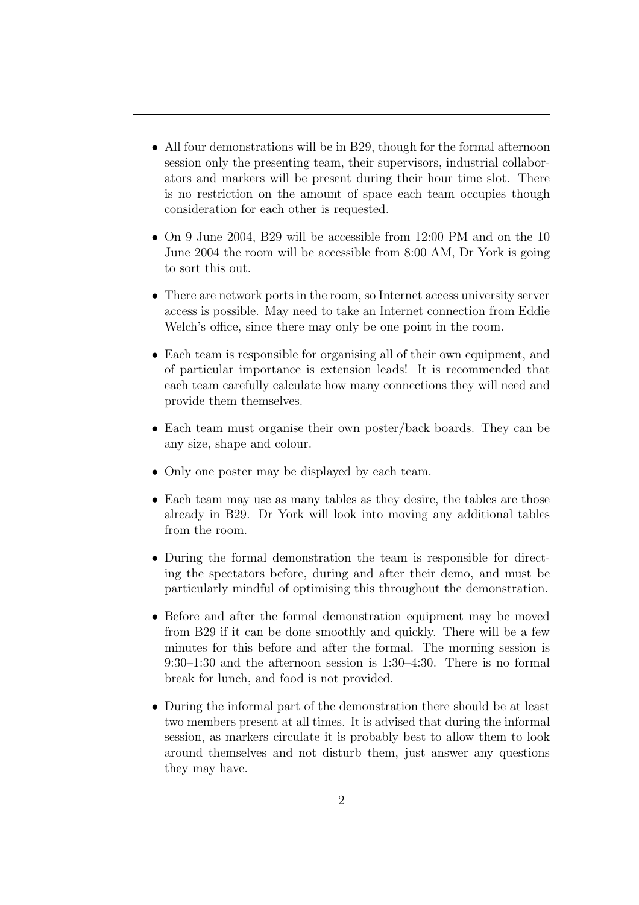- All four demonstrations will be in B29, though for the formal afternoon session only the presenting team, their supervisors, industrial collaborators and markers will be present during their hour time slot. There is no restriction on the amount of space each team occupies though consideration for each other is requested.

- On 9 June 2004, B29 will be accessible from 12:00 PM and on the 10 June 2004 the room will be accessible from 8:00 AM, Dr York is going to sort this out.

- There are network ports in the room, so Internet access university server access is possible. May need to take an Internet connection from Eddie Welch's office, since there may only be one point in the room.

- Each team is responsible for organising all of their own equipment, and of particular importance is extension leads! It is recommended that each team carefully calculate how many connections they will need and provide them themselves.

- Each team must organise their own poster/back boards. They can be any size, shape and colour.

- Only one poster may be displayed by each team.

- Each team may use as many tables as they desire, the tables are those already in B29. Dr York will look into moving any additional tables from the room.

- During the formal demonstration the team is responsible for directing the spectators before, during and after their demo, and must be particularly mindful of optimising this throughout the demonstration.

- Before and after the formal demonstration equipment may be moved from B29 if it can be done smoothly and quickly. There will be a few minutes for this before and after the formal. The morning session is 9:30–1:30 and the afternoon session is 1:30–4:30. There is no formal break for lunch, and food is not provided.

- During the informal part of the demonstration there should be at least two members present at all times. It is advised that during the informal session, as markers circulate it is probably best to allow them to look around themselves and not disturb them, just answer any questions they may have.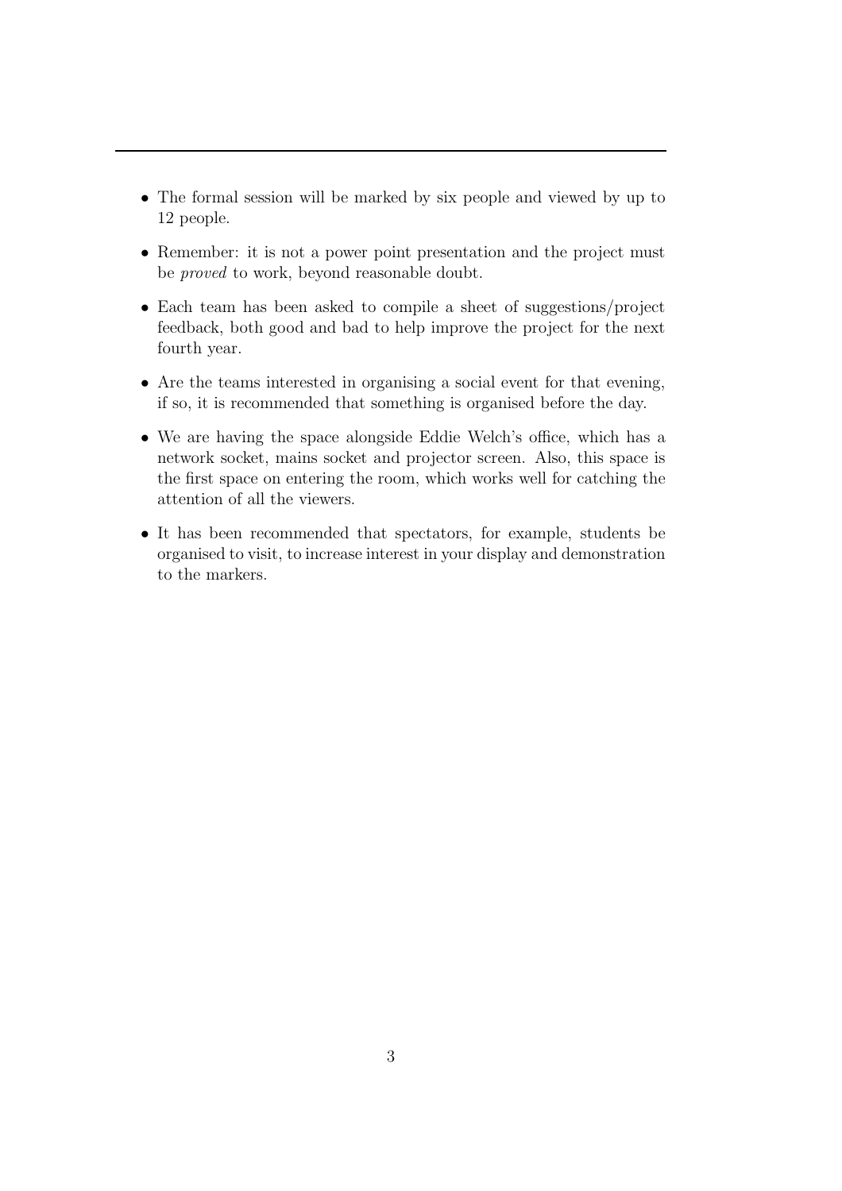- The formal session will be marked by six people and viewed by up to 12 people.
- Remember: it is not a power point presentation and the project must be *proved* to work, beyond reasonable doubt.
- Each team has been asked to compile a sheet of suggestions/project feedback, both good and bad to help improve the project for the next fourth year.
- Are the teams interested in organising a social event for that evening, if so, it is recommended that something is organised before the day.
- We are having the space alongside Eddie Welch's office, which has a network socket, mains socket and projector screen. Also, this space is the first space on entering the room, which works well for catching the attention of all the viewers.
- It has been recommended that spectators, for example, students be organised to visit, to increase interest in your display and demonstration to the markers.